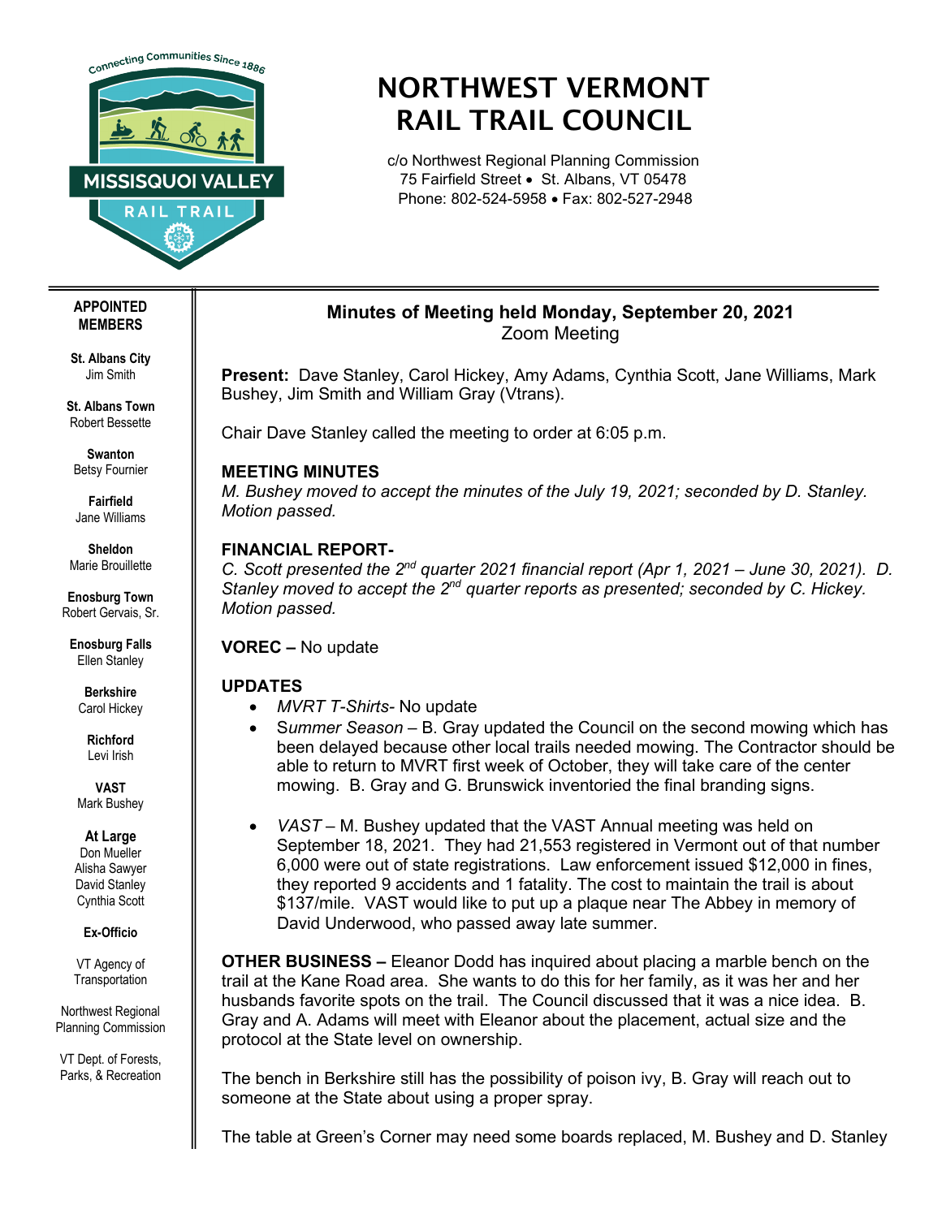# NORTHWEST VERMONT RAIL TRAIL COUNCIL

c/o Northwest Regional Planning Commission
75 Fairfield Street • St. Albans, VT 05478
Phone: 802-524-5958 • Fax: 802-527-2948

**APPOINTED MEMBERS**

**St. Albans City**
Jim Smith

**St. Albans Town**
Robert Bessette

**Swanton**
Betsy Fournier

**Fairfield**
Jane Williams

**Sheldon**
Marie Brouillette

**Enosburg Town**
Robert Gervais, Sr.

**Enosburg Falls**
Ellen Stanley

**Berkshire**
Carol Hickey

**Richford**
Levi Irish

**VAST**
Mark Bushey

**At Large**
Don Mueller
Alisha Sawyer
David Stanley
Cynthia Scott

**Ex-Officio**

VT Agency of Transportation

Northwest Regional Planning Commission

VT Dept. of Forests, Parks, & Recreation

## Minutes of Meeting held Monday, September 20, 2021

Zoom Meeting

**Present:** Dave Stanley, Carol Hickey, Amy Adams, Cynthia Scott, Jane Williams, Mark Bushey, Jim Smith and William Gray (Vtrans).

Chair Dave Stanley called the meeting to order at 6:05 p.m.

### MEETING MINUTES

*M. Bushey moved to accept the minutes of the July 19, 2021; seconded by D. Stanley. Motion passed.*

### FINANCIAL REPORT-

*C. Scott presented the 2nd quarter 2021 financial report (Apr 1, 2021 – June 30, 2021). D. Stanley moved to accept the 2nd quarter reports as presented; seconded by C. Hickey. Motion passed.*

**VOREC –** No update

### UPDATES

- *MVRT T-Shirts*- No update
- *Summer Season* – B. Gray updated the Council on the second mowing which has been delayed because other local trails needed mowing. The Contractor should be able to return to MVRT first week of October, they will take care of the center mowing. B. Gray and G. Brunswick inventoried the final branding signs.
- *VAST* – M. Bushey updated that the VAST Annual meeting was held on September 18, 2021. They had 21,553 registered in Vermont out of that number 6,000 were out of state registrations. Law enforcement issued $12,000 in fines, they reported 9 accidents and 1 fatality. The cost to maintain the trail is about $137/mile. VAST would like to put up a plaque near The Abbey in memory of David Underwood, who passed away late summer.

**OTHER BUSINESS –** Eleanor Dodd has inquired about placing a marble bench on the trail at the Kane Road area. She wants to do this for her family, as it was her and her husbands favorite spots on the trail. The Council discussed that it was a nice idea. B. Gray and A. Adams will meet with Eleanor about the placement, actual size and the protocol at the State level on ownership.

The bench in Berkshire still has the possibility of poison ivy, B. Gray will reach out to someone at the State about using a proper spray.

The table at Green's Corner may need some boards replaced, M. Bushey and D. Stanley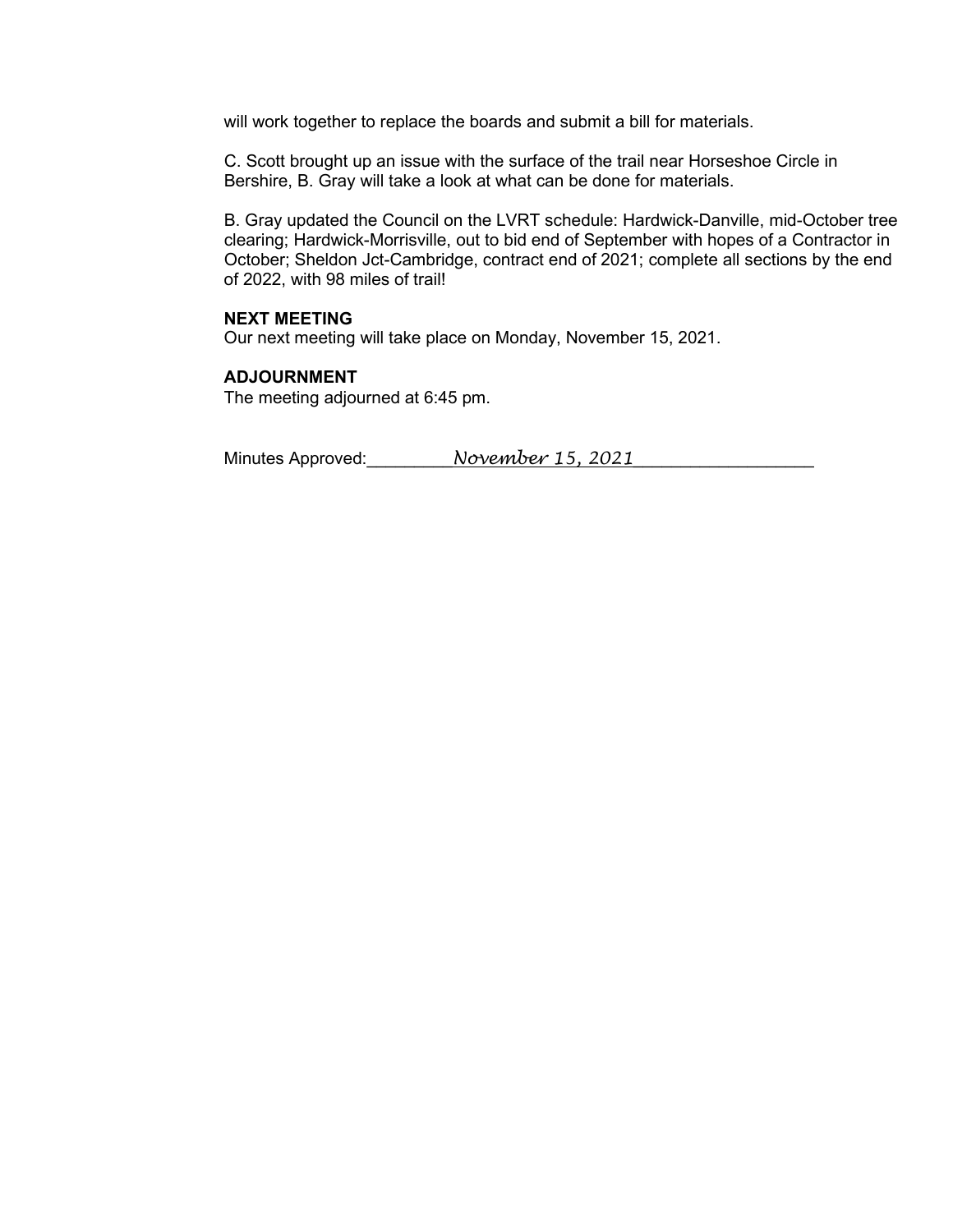will work together to replace the boards and submit a bill for materials.

C. Scott brought up an issue with the surface of the trail near Horseshoe Circle in Bershire, B. Gray will take a look at what can be done for materials.

B. Gray updated the Council on the LVRT schedule: Hardwick-Danville, mid-October tree clearing; Hardwick-Morrisville, out to bid end of September with hopes of a Contractor in October; Sheldon Jct-Cambridge, contract end of 2021; complete all sections by the end of 2022, with 98 miles of trail!

**NEXT MEETING**
Our next meeting will take place on Monday, November 15, 2021.

**ADJOURNMENT**
The meeting adjourned at 6:45 pm.

Minutes Approved:_________*November 15, 2021*__________________